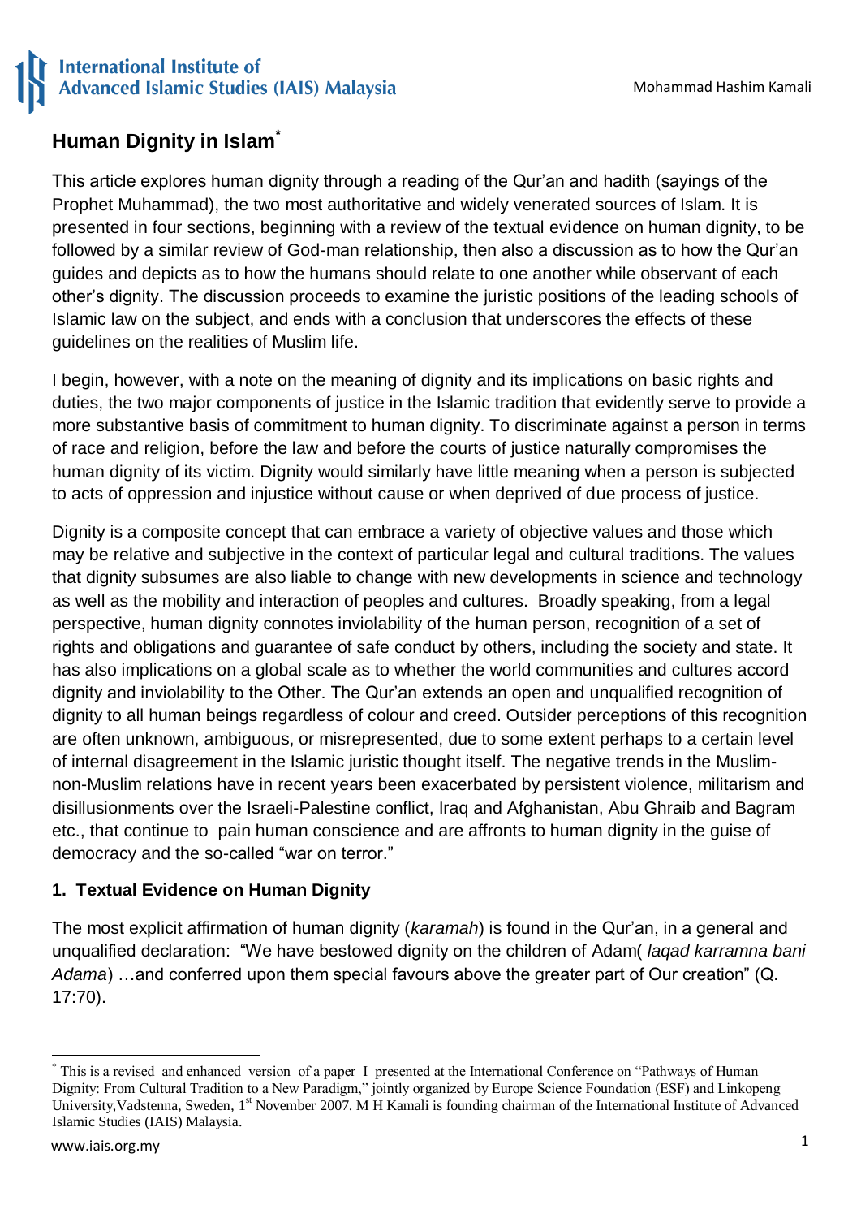# Human Dignity in Islam[*]

This article explores human dignity through a reading of the Qur'an and hadith (sayings of the Prophet Muhammad), the two most authoritative and widely venerated sources of Islam. It is presented in four sections, beginning with a review of the textual evidence on human dignity, to be followed by a similar review of God-man relationship, then also a discussion as to how the Qur'an guides and depicts as to how the humans should relate to one another while observant of each other's dignity. The discussion proceeds to examine the juristic positions of the leading schools of Islamic law on the subject, and ends with a conclusion that underscores the effects of these guidelines on the realities of Muslim life.

I begin, however, with a note on the meaning of dignity and its implications on basic rights and duties, the two major components of justice in the Islamic tradition that evidently serve to provide a more substantive basis of commitment to human dignity. To discriminate against a person in terms of race and religion, before the law and before the courts of justice naturally compromises the human dignity of its victim. Dignity would similarly have little meaning when a person is subjected to acts of oppression and injustice without cause or when deprived of due process of justice.

Dignity is a composite concept that can embrace a variety of objective values and those which may be relative and subjective in the context of particular legal and cultural traditions. The values that dignity subsumes are also liable to change with new developments in science and technology as well as the mobility and interaction of peoples and cultures. Broadly speaking, from a legal perspective, human dignity connotes inviolability of the human person, recognition of a set of rights and obligations and guarantee of safe conduct by others, including the society and state. It has also implications on a global scale as to whether the world communities and cultures accord dignity and inviolability to the Other. The Qur'an extends an open and unqualified recognition of dignity to all human beings regardless of colour and creed. Outsider perceptions of this recognition are often unknown, ambiguous, or misrepresented, due to some extent perhaps to a certain level of internal disagreement in the Islamic juristic thought itself. The negative trends in the Muslim-non-Muslim relations have in recent years been exacerbated by persistent violence, militarism and disillusionments over the Israeli-Palestine conflict, Iraq and Afghanistan, Abu Ghraib and Bagram etc., that continue to pain human conscience and are affronts to human dignity in the guise of democracy and the so-called "war on terror."

## 1. Textual Evidence on Human Dignity

The most explicit affirmation of human dignity (*karamah*) is found in the Qur'an, in a general and unqualified declaration: "We have bestowed dignity on the children of Adam( *laqad karramna bani Adama*) …and conferred upon them special favours above the greater part of Our creation" (Q. 17:70).

---

[*] This is a revised and enhanced version of a paper I presented at the International Conference on "Pathways of Human Dignity: From Cultural Tradition to a New Paradigm," jointly organized by Europe Science Foundation (ESF) and Linkopeng University,Vadstenna, Sweden, 1[st] November 2007. M H Kamali is founding chairman of the International Institute of Advanced Islamic Studies (IAIS) Malaysia.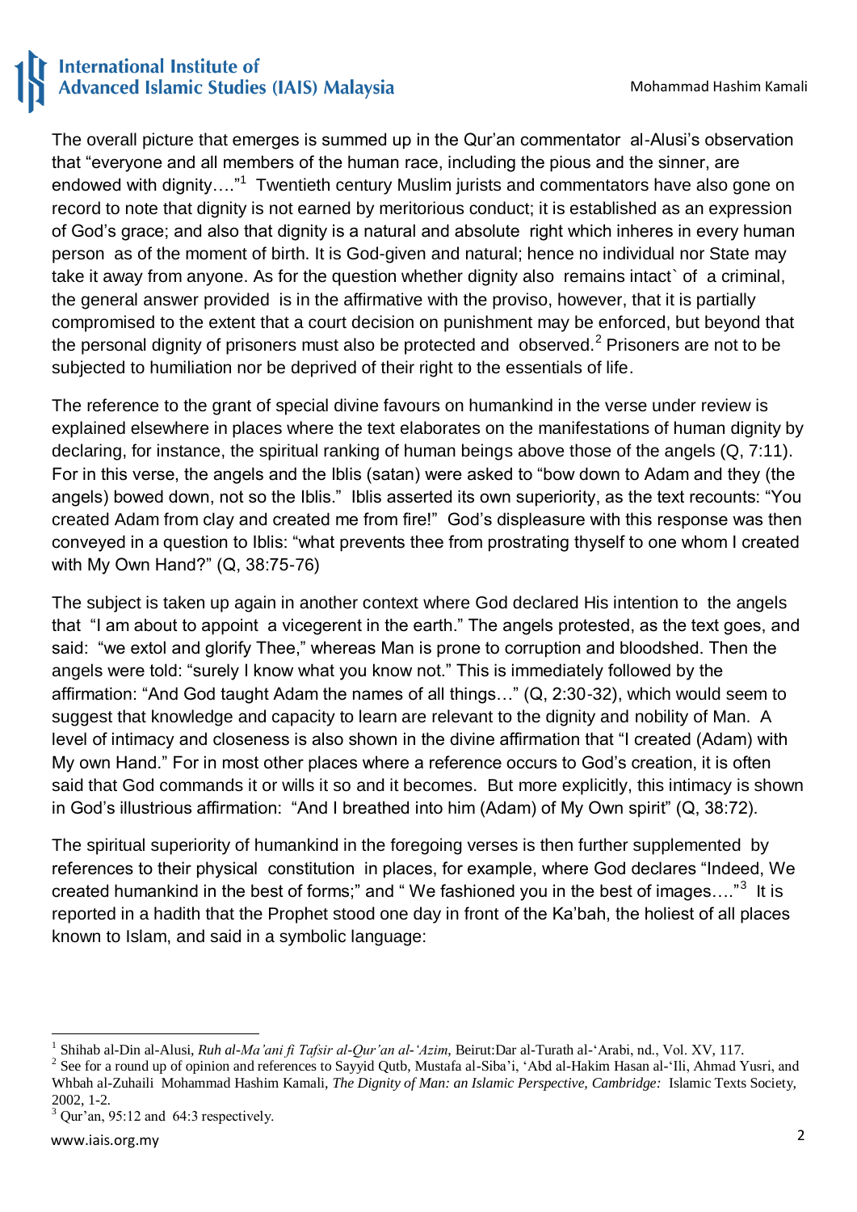The overall picture that emerges is summed up in the Qur'an commentator al-Alusi's observation that "everyone and all members of the human race, including the pious and the sinner, are endowed with dignity…."[1] Twentieth century Muslim jurists and commentators have also gone on record to note that dignity is not earned by meritorious conduct; it is established as an expression of God's grace; and also that dignity is a natural and absolute right which inheres in every human person as of the moment of birth. It is God-given and natural; hence no individual nor State may take it away from anyone. As for the question whether dignity also remains intact` of a criminal, the general answer provided is in the affirmative with the proviso, however, that it is partially compromised to the extent that a court decision on punishment may be enforced, but beyond that the personal dignity of prisoners must also be protected and observed.[2] Prisoners are not to be subjected to humiliation nor be deprived of their right to the essentials of life.

The reference to the grant of special divine favours on humankind in the verse under review is explained elsewhere in places where the text elaborates on the manifestations of human dignity by declaring, for instance, the spiritual ranking of human beings above those of the angels (Q, 7:11). For in this verse, the angels and the Iblis (satan) were asked to "bow down to Adam and they (the angels) bowed down, not so the Iblis." Iblis asserted its own superiority, as the text recounts: "You created Adam from clay and created me from fire!" God's displeasure with this response was then conveyed in a question to Iblis: "what prevents thee from prostrating thyself to one whom I created with My Own Hand?" (Q, 38:75-76)

The subject is taken up again in another context where God declared His intention to the angels that "I am about to appoint a vicegerent in the earth." The angels protested, as the text goes, and said: "we extol and glorify Thee," whereas Man is prone to corruption and bloodshed. Then the angels were told: "surely I know what you know not." This is immediately followed by the affirmation: "And God taught Adam the names of all things…" (Q, 2:30-32), which would seem to suggest that knowledge and capacity to learn are relevant to the dignity and nobility of Man. A level of intimacy and closeness is also shown in the divine affirmation that "I created (Adam) with My own Hand." For in most other places where a reference occurs to God's creation, it is often said that God commands it or wills it so and it becomes. But more explicitly, this intimacy is shown in God's illustrious affirmation: "And I breathed into him (Adam) of My Own spirit" (Q, 38:72).

The spiritual superiority of humankind in the foregoing verses is then further supplemented by references to their physical constitution in places, for example, where God declares "Indeed, We created humankind in the best of forms;" and " We fashioned you in the best of images…."[3] It is reported in a hadith that the Prophet stood one day in front of the Ka'bah, the holiest of all places known to Islam, and said in a symbolic language:

---

[1] Shihab al-Din al-Alusi, *Ruh al-Ma'ani fi Tafsir al-Qur'an al-'Azim*, Beirut:Dar al-Turath al-'Arabi, nd., Vol. XV, 117.

[2] See for a round up of opinion and references to Sayyid Qutb, Mustafa al-Siba'i, 'Abd al-Hakim Hasan al-'Ili, Ahmad Yusri, and Whbah al-Zuhaili Mohammad Hashim Kamali, *The Dignity of Man: an Islamic Perspective, Cambridge:* Islamic Texts Society, 2002, 1-2.

[3] Qur'an, 95:12 and 64:3 respectively.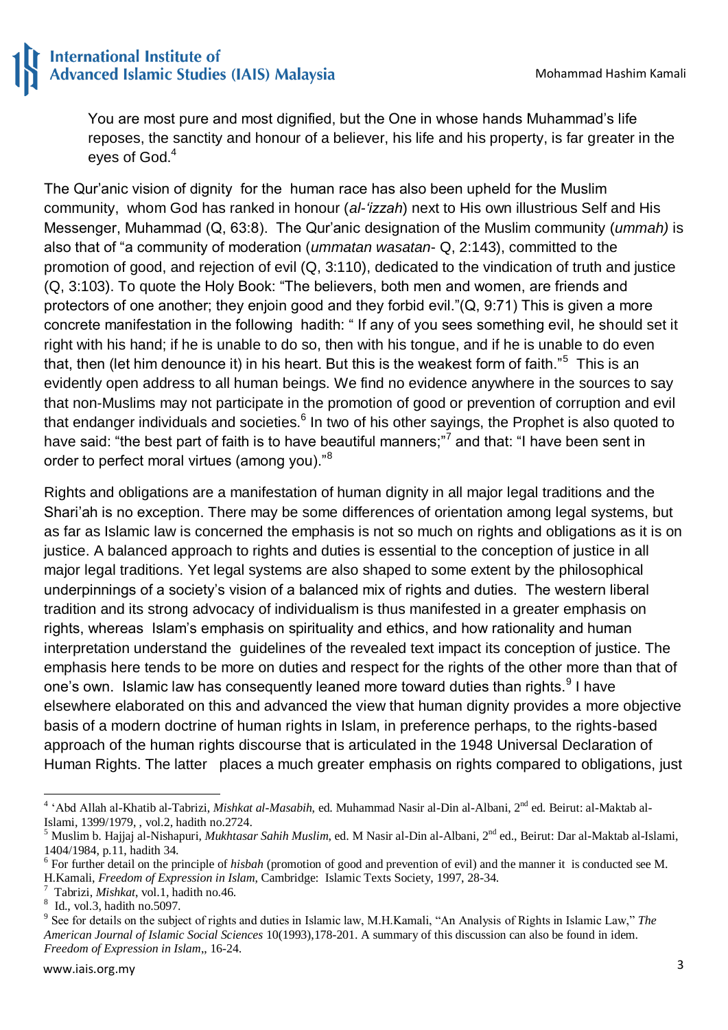> You are most pure and most dignified, but the One in whose hands Muhammad's life reposes, the sanctity and honour of a believer, his life and his property, is far greater in the eyes of God.[4]

The Qur'anic vision of dignity for the human race has also been upheld for the Muslim community, whom God has ranked in honour (*al-'izzah*) next to His own illustrious Self and His Messenger, Muhammad (Q, 63:8). The Qur'anic designation of the Muslim community (*ummah)* is also that of "a community of moderation (*ummatan wasatan*- Q, 2:143), committed to the promotion of good, and rejection of evil (Q, 3:110), dedicated to the vindication of truth and justice (Q, 3:103). To quote the Holy Book: "The believers, both men and women, are friends and protectors of one another; they enjoin good and they forbid evil."(Q, 9:71) This is given a more concrete manifestation in the following hadith: " If any of you sees something evil, he should set it right with his hand; if he is unable to do so, then with his tongue, and if he is unable to do even that, then (let him denounce it) in his heart. But this is the weakest form of faith."[5] This is an evidently open address to all human beings. We find no evidence anywhere in the sources to say that non-Muslims may not participate in the promotion of good or prevention of corruption and evil that endanger individuals and societies.[6] In two of his other sayings, the Prophet is also quoted to have said: "the best part of faith is to have beautiful manners;"[7] and that: "I have been sent in order to perfect moral virtues (among you)."[8]

Rights and obligations are a manifestation of human dignity in all major legal traditions and the Shari'ah is no exception. There may be some differences of orientation among legal systems, but as far as Islamic law is concerned the emphasis is not so much on rights and obligations as it is on justice. A balanced approach to rights and duties is essential to the conception of justice in all major legal traditions. Yet legal systems are also shaped to some extent by the philosophical underpinnings of a society's vision of a balanced mix of rights and duties. The western liberal tradition and its strong advocacy of individualism is thus manifested in a greater emphasis on rights, whereas Islam's emphasis on spirituality and ethics, and how rationality and human interpretation understand the guidelines of the revealed text impact its conception of justice. The emphasis here tends to be more on duties and respect for the rights of the other more than that of one's own. Islamic law has consequently leaned more toward duties than rights.[9] I have elsewhere elaborated on this and advanced the view that human dignity provides a more objective basis of a modern doctrine of human rights in Islam, in preference perhaps, to the rights-based approach of the human rights discourse that is articulated in the 1948 Universal Declaration of Human Rights. The latter places a much greater emphasis on rights compared to obligations, just

---

[4] 'Abd Allah al-Khatib al-Tabrizi, *Mishkat al-Masabih,* ed. Muhammad Nasir al-Din al-Albani, 2nd ed. Beirut: al-Maktab al-Islami, 1399/1979, , vol.2, hadith no.2724.

[5] Muslim b. Hajjaj al-Nishapuri, *Mukhtasar Sahih Muslim,* ed. M Nasir al-Din al-Albani, 2nd ed., Beirut: Dar al-Maktab al-Islami, 1404/1984, p.11, hadith 34.

[6] For further detail on the principle of *hisbah* (promotion of good and prevention of evil) and the manner it is conducted see M. H.Kamali, *Freedom of Expression in Islam*, Cambridge: Islamic Texts Society, 1997, 28-34.

[7] Tabrizi, *Mishkat*, vol.1, hadith no.46.

[8] Id., vol.3, hadith no.5097.

[9] See for details on the subject of rights and duties in Islamic law, M.H.Kamali, "An Analysis of Rights in Islamic Law," *The American Journal of Islamic Social Sciences* 10(1993),178-201. A summary of this discussion can also be found in idem. *Freedom of Expression in Islam*,, 16-24.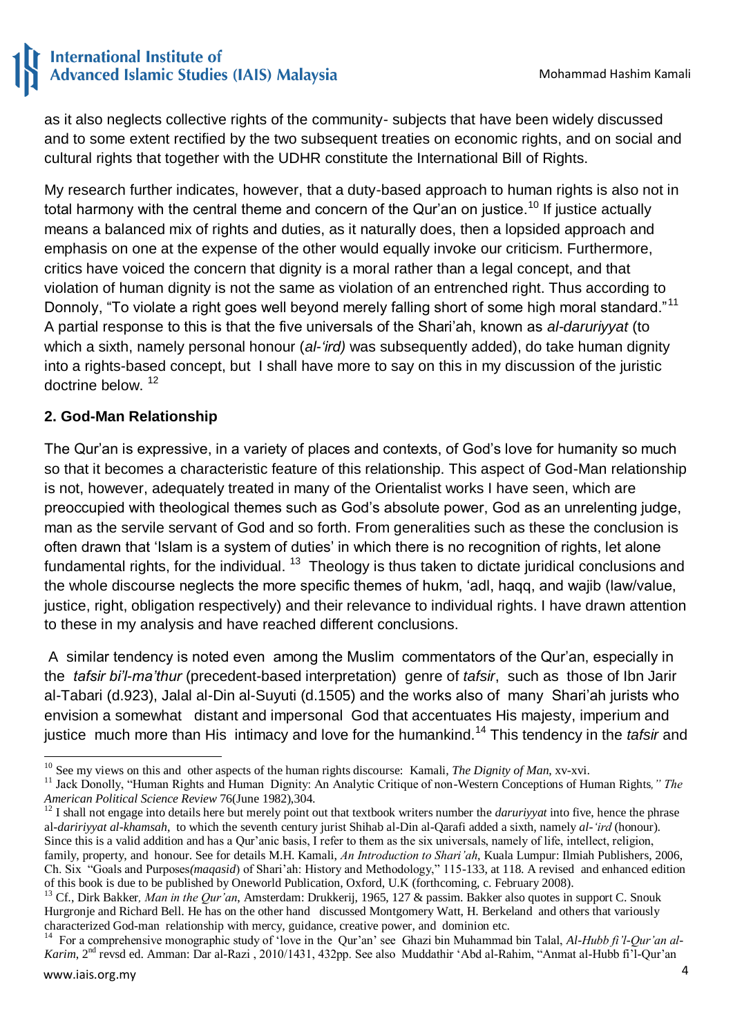as it also neglects collective rights of the community- subjects that have been widely discussed and to some extent rectified by the two subsequent treaties on economic rights, and on social and cultural rights that together with the UDHR constitute the International Bill of Rights.

My research further indicates, however, that a duty-based approach to human rights is also not in total harmony with the central theme and concern of the Qur'an on justice.[10] If justice actually means a balanced mix of rights and duties, as it naturally does, then a lopsided approach and emphasis on one at the expense of the other would equally invoke our criticism. Furthermore, critics have voiced the concern that dignity is a moral rather than a legal concept, and that violation of human dignity is not the same as violation of an entrenched right. Thus according to Donnoly, "To violate a right goes well beyond merely falling short of some high moral standard."[11] A partial response to this is that the five universals of the Shari'ah, known as *al-daruriyyat* (to which a sixth, namely personal honour (*al-'ird)* was subsequently added), do take human dignity into a rights-based concept, but I shall have more to say on this in my discussion of the juristic doctrine below. [12]

### 2. God-Man Relationship

The Qur'an is expressive, in a variety of places and contexts, of God's love for humanity so much so that it becomes a characteristic feature of this relationship. This aspect of God-Man relationship is not, however, adequately treated in many of the Orientalist works I have seen, which are preoccupied with theological themes such as God's absolute power, God as an unrelenting judge, man as the servile servant of God and so forth. From generalities such as these the conclusion is often drawn that 'Islam is a system of duties' in which there is no recognition of rights, let alone fundamental rights, for the individual. [13] Theology is thus taken to dictate juridical conclusions and the whole discourse neglects the more specific themes of hukm, 'adl, haqq, and wajib (law/value, justice, right, obligation respectively) and their relevance to individual rights. I have drawn attention to these in my analysis and have reached different conclusions.

A similar tendency is noted even among the Muslim commentators of the Qur'an, especially in the *tafsir bi'l-ma'thur* (precedent-based interpretation) genre of *tafsir*, such as those of Ibn Jarir al-Tabari (d.923), Jalal al-Din al-Suyuti (d.1505) and the works also of many Shari'ah jurists who envision a somewhat distant and impersonal God that accentuates His majesty, imperium and justice much more than His intimacy and love for the humankind.[14] This tendency in the *tafsir* and

---

[10] See my views on this and other aspects of the human rights discourse: Kamali, *The Dignity of Man*, xv-xvi.

[11] Jack Donolly, "Human Rights and Human Dignity: An Analytic Critique of non-Western Conceptions of Human Rights*," The American Political Science Review* 76(June 1982),304.

[12] I shall not engage into details here but merely point out that textbook writers number the *daruriyyat* into five, hence the phrase al-*daririyyat al-khamsah*, to which the seventh century jurist Shihab al-Din al-Qarafi added a sixth, namely *al-'ird* (honour). Since this is a valid addition and has a Qur'anic basis, I refer to them as the six universals, namely of life, intellect, religion, family, property, and honour. See for details M.H. Kamali, *An Introduction to Shari'ah*, Kuala Lumpur: Ilmiah Publishers, 2006, Ch. Six "Goals and Purposes*(maqasid*) of Shari'ah: History and Methodology," 115-133, at 118. A revised and enhanced edition of this book is due to be published by Oneworld Publication, Oxford, U.K (forthcoming, c. February 2008).

[13] Cf., Dirk Bakker*, Man in the Qur'an*, Amsterdam: Drukkerij, 1965, 127 & passim. Bakker also quotes in support C. Snouk Hurgronje and Richard Bell. He has on the other hand discussed Montgomery Watt, H. Berkeland and others that variously characterized God-man relationship with mercy, guidance, creative power, and dominion etc.

[14] For a comprehensive monographic study of 'love in the Qur'an' see Ghazi bin Muhammad bin Talal, *Al-Hubb fi'l-Qur'an al-Karim*, 2nd revsd ed. Amman: Dar al-Razi , 2010/1431, 432pp. See also Muddathir 'Abd al-Rahim, "Anmat al-Hubb fi'l-Qur'an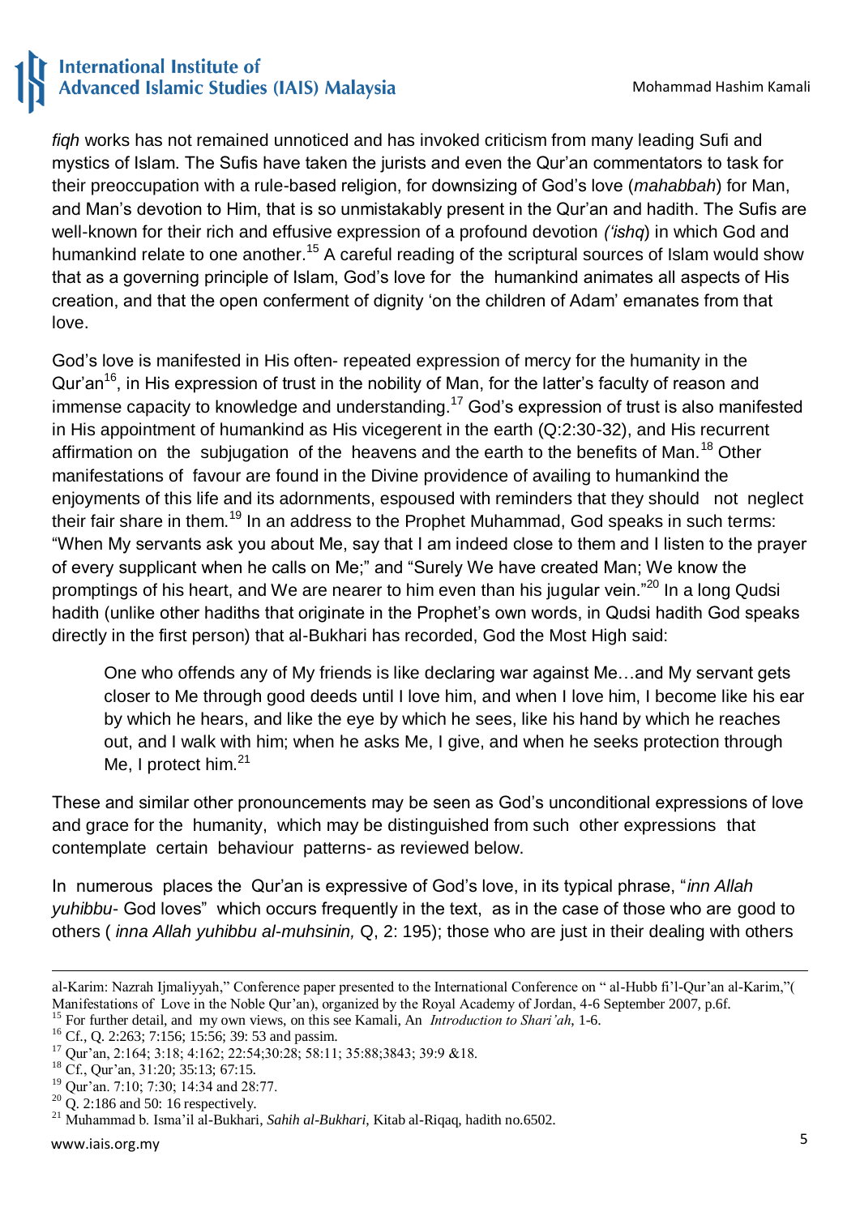*fiqh* works has not remained unnoticed and has invoked criticism from many leading Sufi and mystics of Islam. The Sufis have taken the jurists and even the Qur'an commentators to task for their preoccupation with a rule-based religion, for downsizing of God's love (*mahabbah*) for Man, and Man's devotion to Him, that is so unmistakably present in the Qur'an and hadith. The Sufis are well-known for their rich and effusive expression of a profound devotion *('ishq*) in which God and humankind relate to one another.[15] A careful reading of the scriptural sources of Islam would show that as a governing principle of Islam, God's love for the humankind animates all aspects of His creation, and that the open conferment of dignity 'on the children of Adam' emanates from that love.

God's love is manifested in His often- repeated expression of mercy for the humanity in the Qur'an[16], in His expression of trust in the nobility of Man, for the latter's faculty of reason and immense capacity to knowledge and understanding.[17] God's expression of trust is also manifested in His appointment of humankind as His vicegerent in the earth (Q:2:30-32), and His recurrent affirmation on the subjugation of the heavens and the earth to the benefits of Man.[18] Other manifestations of favour are found in the Divine providence of availing to humankind the enjoyments of this life and its adornments, espoused with reminders that they should not neglect their fair share in them.[19] In an address to the Prophet Muhammad, God speaks in such terms: "When My servants ask you about Me, say that I am indeed close to them and I listen to the prayer of every supplicant when he calls on Me;" and "Surely We have created Man; We know the promptings of his heart, and We are nearer to him even than his jugular vein."[20] In a long Qudsi hadith (unlike other hadiths that originate in the Prophet's own words, in Qudsi hadith God speaks directly in the first person) that al-Bukhari has recorded, God the Most High said:

> One who offends any of My friends is like declaring war against Me…and My servant gets closer to Me through good deeds until I love him, and when I love him, I become like his ear by which he hears, and like the eye by which he sees, like his hand by which he reaches out, and I walk with him; when he asks Me, I give, and when he seeks protection through Me, I protect him.[21]

These and similar other pronouncements may be seen as God's unconditional expressions of love and grace for the humanity, which may be distinguished from such other expressions that contemplate certain behaviour patterns- as reviewed below.

In numerous places the Qur'an is expressive of God's love, in its typical phrase, "*inn Allah yuhibbu*- God loves" which occurs frequently in the text, as in the case of those who are good to others ( *inna Allah yuhibbu al-muhsinin,* Q, 2: 195); those who are just in their dealing with others

---

al-Karim: Nazrah Ijmaliyyah," Conference paper presented to the International Conference on " al-Hubb fi'l-Qur'an al-Karim,"( Manifestations of Love in the Noble Qur'an), organized by the Royal Academy of Jordan, 4-6 September 2007, p.6f.

[15] For further detail, and my own views, on this see Kamali, An *Introduction to Shari'ah*, 1-6.

[16] Cf., Q. 2:263; 7:156; 15:56; 39: 53 and passim.

[17] Qur'an, 2:164; 3:18; 4:162; 22:54;30:28; 58:11; 35:88;3843; 39:9 &18.

[18] Cf., Qur'an, 31:20; 35:13; 67:15.

[19] Qur'an. 7:10; 7:30; 14:34 and 28:77.

[20] Q. 2:186 and 50: 16 respectively.

[21] Muhammad b. Isma'il al-Bukhari, *Sahih al-Bukhari*, Kitab al-Riqaq, hadith no.6502.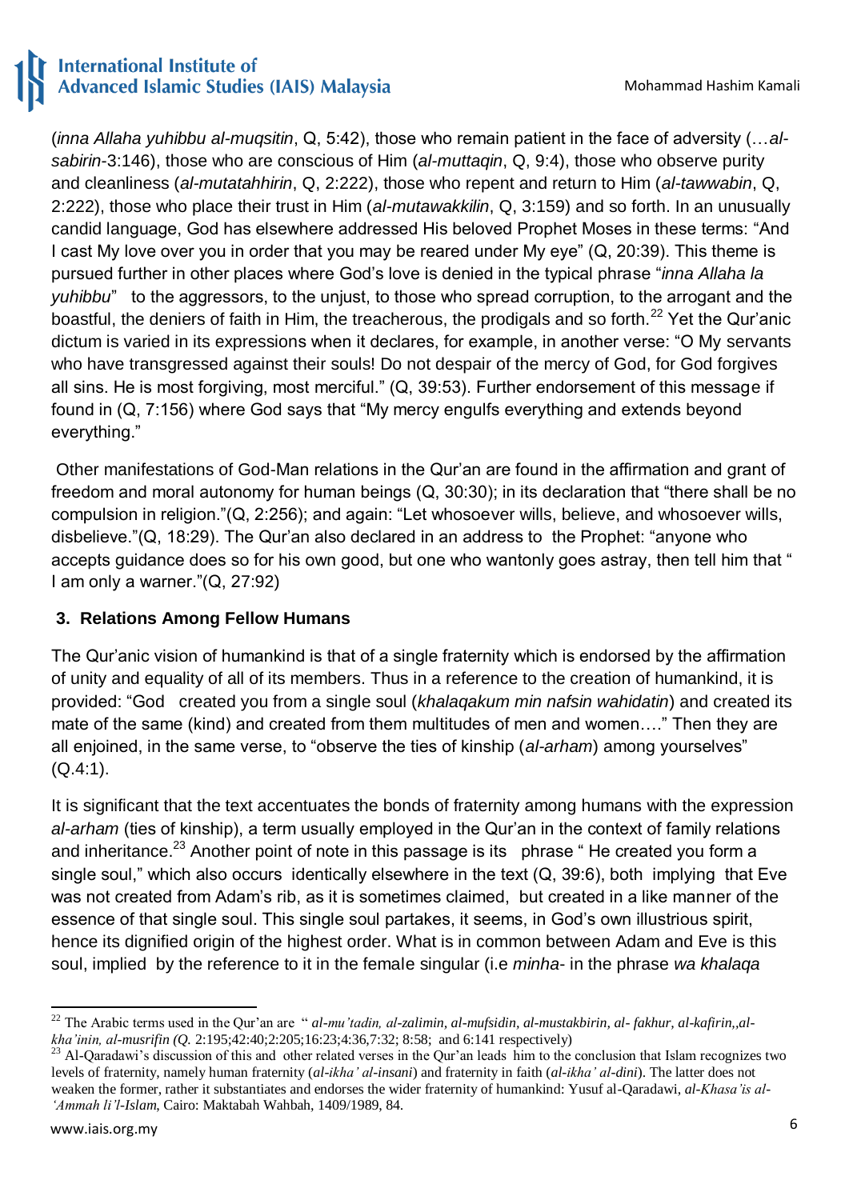(*inna Allaha yuhibbu al-muqsitin*, Q, 5:42), those who remain patient in the face of adversity (…*al-sabirin*-3:146), those who are conscious of Him (*al-muttaqin*, Q, 9:4), those who observe purity and cleanliness (*al-mutatahhirin*, Q, 2:222), those who repent and return to Him (*al-tawwabin*, Q, 2:222), those who place their trust in Him (*al-mutawakkilin*, Q, 3:159) and so forth. In an unusually candid language, God has elsewhere addressed His beloved Prophet Moses in these terms: "And I cast My love over you in order that you may be reared under My eye" (Q, 20:39). This theme is pursued further in other places where God's love is denied in the typical phrase "*inna Allaha la yuhibbu*" to the aggressors, to the unjust, to those who spread corruption, to the arrogant and the boastful, the deniers of faith in Him, the treacherous, the prodigals and so forth.[22] Yet the Qur'anic dictum is varied in its expressions when it declares, for example, in another verse: "O My servants who have transgressed against their souls! Do not despair of the mercy of God, for God forgives all sins. He is most forgiving, most merciful." (Q, 39:53). Further endorsement of this message if found in (Q, 7:156) where God says that "My mercy engulfs everything and extends beyond everything."

Other manifestations of God-Man relations in the Qur'an are found in the affirmation and grant of freedom and moral autonomy for human beings (Q, 30:30); in its declaration that "there shall be no compulsion in religion."(Q, 2:256); and again: "Let whosoever wills, believe, and whosoever wills, disbelieve."(Q, 18:29). The Qur'an also declared in an address to the Prophet: "anyone who accepts guidance does so for his own good, but one who wantonly goes astray, then tell him that " I am only a warner."(Q, 27:92)

### 3. Relations Among Fellow Humans

The Qur'anic vision of humankind is that of a single fraternity which is endorsed by the affirmation of unity and equality of all of its members. Thus in a reference to the creation of humankind, it is provided: "God created you from a single soul (*khalaqakum min nafsin wahidatin*) and created its mate of the same (kind) and created from them multitudes of men and women…." Then they are all enjoined, in the same verse, to "observe the ties of kinship (*al-arham*) among yourselves" (Q.4:1).

It is significant that the text accentuates the bonds of fraternity among humans with the expression *al-arham* (ties of kinship), a term usually employed in the Qur'an in the context of family relations and inheritance.[23] Another point of note in this passage is its phrase " He created you form a single soul," which also occurs identically elsewhere in the text (Q, 39:6), both implying that Eve was not created from Adam's rib, as it is sometimes claimed, but created in a like manner of the essence of that single soul. This single soul partakes, it seems, in God's own illustrious spirit, hence its dignified origin of the highest order. What is in common between Adam and Eve is this soul, implied by the reference to it in the female singular (i.e *minha-* in the phrase *wa khalaqa*

---

[22] The Arabic terms used in the Qur'an are " *al-mu'tadin, al-zalimin, al-mufsidin, al-mustakbirin, al- fakhur, al-kafirin,,al-kha'inin, al-musrifin (Q.* 2:195;42:40;2:205;16:23;4:36,7:32; 8:58; and 6:141 respectively)

[23] Al-Qaradawi's discussion of this and other related verses in the Qur'an leads him to the conclusion that Islam recognizes two levels of fraternity, namely human fraternity (*al-ikha' al-insani*) and fraternity in faith (*al-ikha' al-dini*). The latter does not weaken the former, rather it substantiates and endorses the wider fraternity of humankind: Yusuf al-Qaradawi, *al-Khasa'is al-'Ammah li'l-Islam*, Cairo: Maktabah Wahbah, 1409/1989, 84.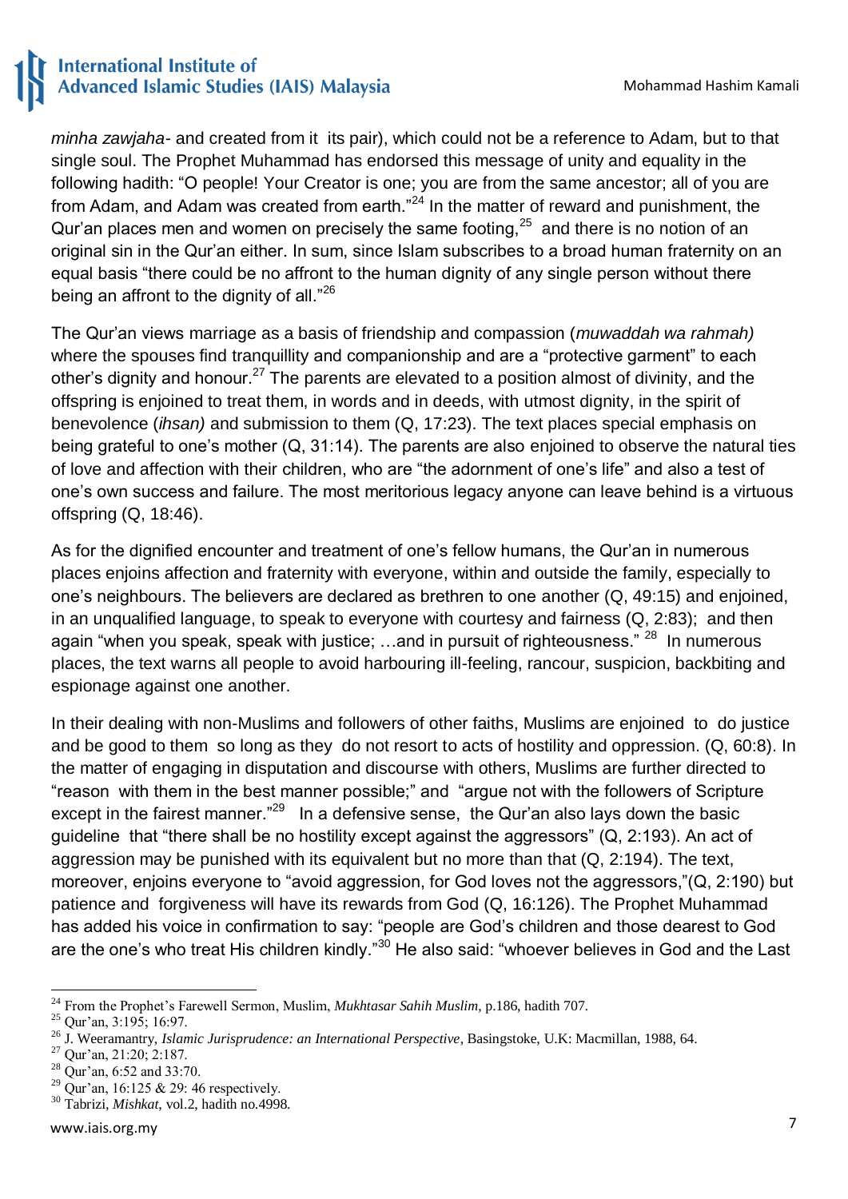*minha zawjaha-* and created from it its pair), which could not be a reference to Adam, but to that single soul. The Prophet Muhammad has endorsed this message of unity and equality in the following hadith: "O people! Your Creator is one; you are from the same ancestor; all of you are from Adam, and Adam was created from earth."[24] In the matter of reward and punishment, the Qur'an places men and women on precisely the same footing,[25] and there is no notion of an original sin in the Qur'an either. In sum, since Islam subscribes to a broad human fraternity on an equal basis "there could be no affront to the human dignity of any single person without there being an affront to the dignity of all."[26]

The Qur'an views marriage as a basis of friendship and compassion (*muwaddah wa rahmah)* where the spouses find tranquillity and companionship and are a "protective garment" to each other's dignity and honour.[27] The parents are elevated to a position almost of divinity, and the offspring is enjoined to treat them, in words and in deeds, with utmost dignity, in the spirit of benevolence (*ihsan)* and submission to them (Q, 17:23). The text places special emphasis on being grateful to one's mother (Q, 31:14). The parents are also enjoined to observe the natural ties of love and affection with their children, who are "the adornment of one's life" and also a test of one's own success and failure. The most meritorious legacy anyone can leave behind is a virtuous offspring (Q, 18:46).

As for the dignified encounter and treatment of one's fellow humans, the Qur'an in numerous places enjoins affection and fraternity with everyone, within and outside the family, especially to one's neighbours. The believers are declared as brethren to one another (Q, 49:15) and enjoined, in an unqualified language, to speak to everyone with courtesy and fairness (Q, 2:83); and then again "when you speak, speak with justice; …and in pursuit of righteousness."[28] In numerous places, the text warns all people to avoid harbouring ill-feeling, rancour, suspicion, backbiting and espionage against one another.

In their dealing with non-Muslims and followers of other faiths, Muslims are enjoined to do justice and be good to them so long as they do not resort to acts of hostility and oppression. (Q, 60:8). In the matter of engaging in disputation and discourse with others, Muslims are further directed to "reason with them in the best manner possible;" and "argue not with the followers of Scripture except in the fairest manner."[29] In a defensive sense, the Qur'an also lays down the basic guideline that "there shall be no hostility except against the aggressors" (Q, 2:193). An act of aggression may be punished with its equivalent but no more than that (Q, 2:194). The text, moreover, enjoins everyone to "avoid aggression, for God loves not the aggressors,"(Q, 2:190) but patience and forgiveness will have its rewards from God (Q, 16:126). The Prophet Muhammad has added his voice in confirmation to say: "people are God's children and those dearest to God are the one's who treat His children kindly."[30] He also said: "whoever believes in God and the Last

---

[24] From the Prophet's Farewell Sermon, Muslim, *Mukhtasar Sahih Muslim*, p.186, hadith 707.

[25] Qur'an, 3:195; 16:97.

[26] J. Weeramantry, *Islamic Jurisprudence: an International Perspective*, Basingstoke, U.K: Macmillan, 1988, 64.

[27] Qur'an, 21:20; 2:187.

[28] Qur'an, 6:52 and 33:70.

[29] Qur'an, 16:125 & 29: 46 respectively.

[30] Tabrizi, *Mishkat*, vol.2, hadith no.4998.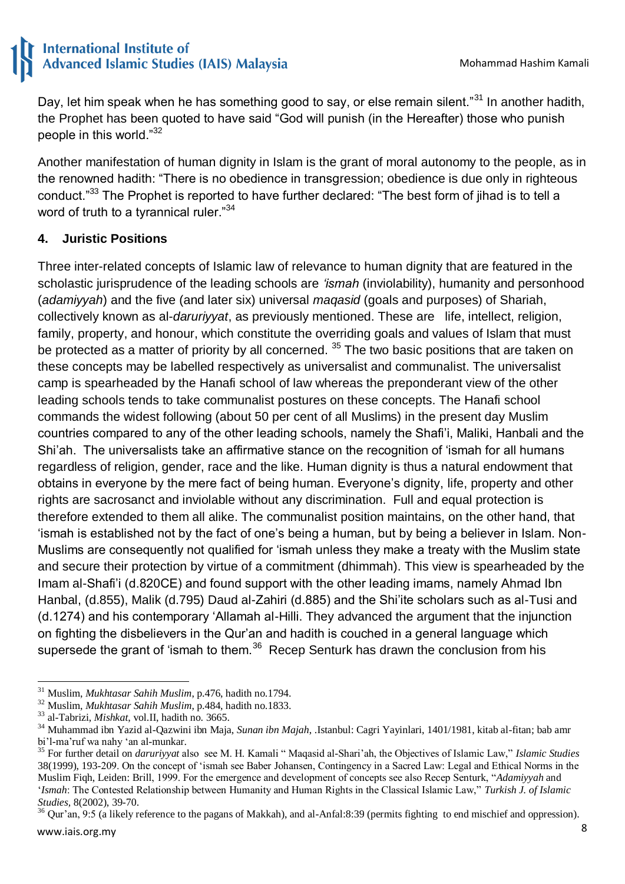Day, let him speak when he has something good to say, or else remain silent."[31] In another hadith, the Prophet has been quoted to have said "God will punish (in the Hereafter) those who punish people in this world."[32]

Another manifestation of human dignity in Islam is the grant of moral autonomy to the people, as in the renowned hadith: "There is no obedience in transgression; obedience is due only in righteous conduct."[33] The Prophet is reported to have further declared: "The best form of jihad is to tell a word of truth to a tyrannical ruler."[34]

## 4. Juristic Positions

Three inter-related concepts of Islamic law of relevance to human dignity that are featured in the scholastic jurisprudence of the leading schools are *'ismah* (inviolability), humanity and personhood (*adamiyyah*) and the five (and later six) universal *maqasid* (goals and purposes) of Shariah, collectively known as al-*daruriyyat*, as previously mentioned. These are life, intellect, religion, family, property, and honour, which constitute the overriding goals and values of Islam that must be protected as a matter of priority by all concerned. [35] The two basic positions that are taken on these concepts may be labelled respectively as universalist and communalist. The universalist camp is spearheaded by the Hanafi school of law whereas the preponderant view of the other leading schools tends to take communalist postures on these concepts. The Hanafi school commands the widest following (about 50 per cent of all Muslims) in the present day Muslim countries compared to any of the other leading schools, namely the Shafi'i, Maliki, Hanbali and the Shi'ah. The universalists take an affirmative stance on the recognition of 'ismah for all humans regardless of religion, gender, race and the like. Human dignity is thus a natural endowment that obtains in everyone by the mere fact of being human. Everyone's dignity, life, property and other rights are sacrosanct and inviolable without any discrimination. Full and equal protection is therefore extended to them all alike. The communalist position maintains, on the other hand, that 'ismah is established not by the fact of one's being a human, but by being a believer in Islam. Non-Muslims are consequently not qualified for 'ismah unless they make a treaty with the Muslim state and secure their protection by virtue of a commitment (dhimmah). This view is spearheaded by the Imam al-Shafi'i (d.820CE) and found support with the other leading imams, namely Ahmad Ibn Hanbal, (d.855), Malik (d.795) Daud al-Zahiri (d.885) and the Shi'ite scholars such as al-Tusi and (d.1274) and his contemporary 'Allamah al-Hilli. They advanced the argument that the injunction on fighting the disbelievers in the Qur'an and hadith is couched in a general language which supersede the grant of 'ismah to them.[36] Recep Senturk has drawn the conclusion from his

---

[31] Muslim, *Mukhtasar Sahih Muslim*, p.476, hadith no.1794.

[32] Muslim, *Mukhtasar Sahih Muslim*, p.484, hadith no.1833.

[33] al-Tabrizi, *Mishkat*, vol.II, hadith no. 3665.

[34] Muhammad ibn Yazid al-Qazwini ibn Maja, *Sunan ibn Majah*, .Istanbul: Cagri Yayinlari, 1401/1981, kitab al-fitan; bab amr bi'l-ma'ruf wa nahy 'an al-munkar.

[35] For further detail on *daruriyyat* also see M. H. Kamali " Maqasid al-Shari'ah, the Objectives of Islamic Law," *Islamic Studies* 38(1999), 193-209. On the concept of 'ismah see Baber Johansen, Contingency in a Sacred Law: Legal and Ethical Norms in the Muslim Fiqh, Leiden: Brill, 1999. For the emergence and development of concepts see also Recep Senturk, "*Adamiyyah* and '*Ismah*: The Contested Relationship between Humanity and Human Rights in the Classical Islamic Law," *Turkish J. of Islamic Studies,* 8(2002), 39-70.

[36] Qur'an, 9:5 (a likely reference to the pagans of Makkah), and al-Anfal:8:39 (permits fighting to end mischief and oppression).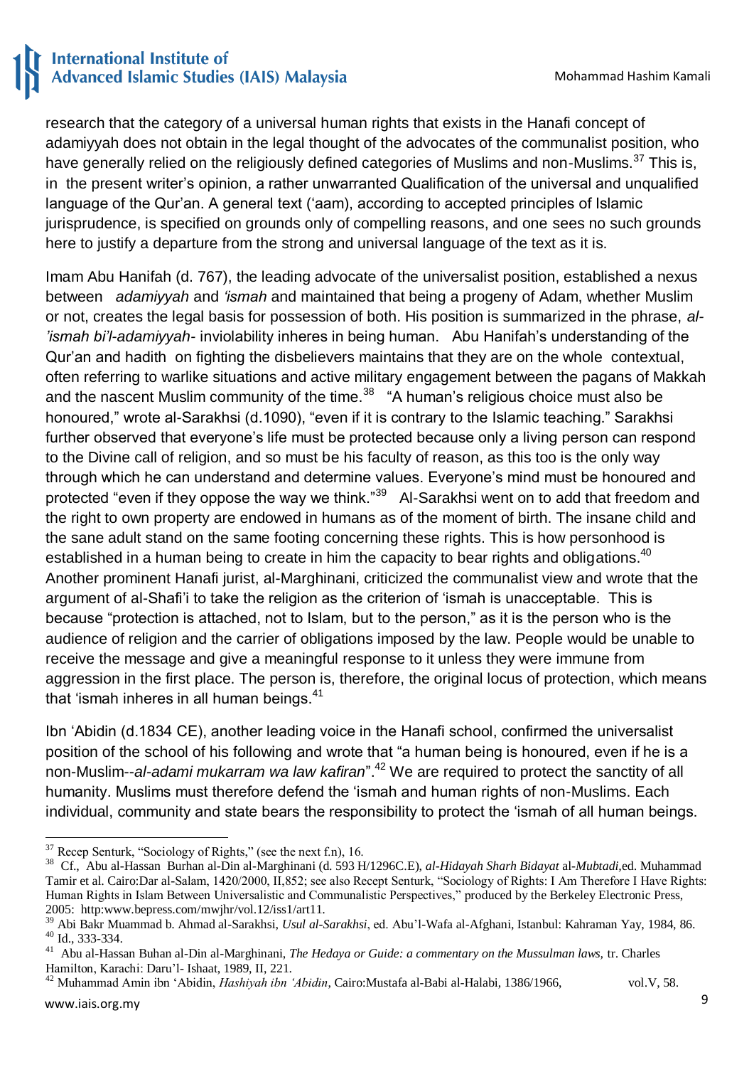research that the category of a universal human rights that exists in the Hanafi concept of adamiyyah does not obtain in the legal thought of the advocates of the communalist position, who have generally relied on the religiously defined categories of Muslims and non-Muslims.[37] This is, in the present writer's opinion, a rather unwarranted Qualification of the universal and unqualified language of the Qur'an. A general text ('aam), according to accepted principles of Islamic jurisprudence, is specified on grounds only of compelling reasons, and one sees no such grounds here to justify a departure from the strong and universal language of the text as it is.

Imam Abu Hanifah (d. 767), the leading advocate of the universalist position, established a nexus between *adamiyyah* and *'ismah* and maintained that being a progeny of Adam, whether Muslim or not, creates the legal basis for possession of both. His position is summarized in the phrase, *al-'ismah bi'l-adamiyyah*- inviolability inheres in being human. Abu Hanifah's understanding of the Qur'an and hadith on fighting the disbelievers maintains that they are on the whole contextual, often referring to warlike situations and active military engagement between the pagans of Makkah and the nascent Muslim community of the time.[38] "A human's religious choice must also be honoured," wrote al-Sarakhsi (d.1090), "even if it is contrary to the Islamic teaching." Sarakhsi further observed that everyone's life must be protected because only a living person can respond to the Divine call of religion, and so must be his faculty of reason, as this too is the only way through which he can understand and determine values. Everyone's mind must be honoured and protected "even if they oppose the way we think."[39] Al-Sarakhsi went on to add that freedom and the right to own property are endowed in humans as of the moment of birth. The insane child and the sane adult stand on the same footing concerning these rights. This is how personhood is established in a human being to create in him the capacity to bear rights and obligations.[40] Another prominent Hanafi jurist, al-Marghinani, criticized the communalist view and wrote that the argument of al-Shafi'i to take the religion as the criterion of 'ismah is unacceptable. This is because "protection is attached, not to Islam, but to the person," as it is the person who is the audience of religion and the carrier of obligations imposed by the law. People would be unable to receive the message and give a meaningful response to it unless they were immune from aggression in the first place. The person is, therefore, the original locus of protection, which means that 'ismah inheres in all human beings.[41]

Ibn 'Abidin (d.1834 CE), another leading voice in the Hanafi school, confirmed the universalist position of the school of his following and wrote that "a human being is honoured, even if he is a non-Muslim--*al-adami mukarram wa law kafiran*".[42] We are required to protect the sanctity of all humanity. Muslims must therefore defend the 'ismah and human rights of non-Muslims. Each individual, community and state bears the responsibility to protect the 'ismah of all human beings.

---

[37] Recep Senturk, "Sociology of Rights," (see the next f.n), 16.

[38] Cf., Abu al-Hassan Burhan al-Din al-Marghinani (d. 593 H/1296C.E), *al-Hidayah Sharh Bidayat* al-*Mubtadi*,ed. Muhammad Tamir et al. Cairo:Dar al-Salam, 1420/2000, II,852; see also Recept Senturk, "Sociology of Rights: I Am Therefore I Have Rights: Human Rights in Islam Between Universalistic and Communalistic Perspectives," produced by the Berkeley Electronic Press, 2005: http:www.bepress.com/mwjhr/vol.12/iss1/art11.

[39] Abi Bakr Muammad b. Ahmad al-Sarakhsi, *Usul al-Sarakhsi*, ed. Abu'l-Wafa al-Afghani, Istanbul: Kahraman Yay, 1984, 86.

[40] Id., 333-334.

[41] Abu al-Hassan Buhan al-Din al-Marghinani, *The Hedaya or Guide: a commentary on the Mussulman laws,* tr. Charles Hamilton, Karachi: Daru'l- Ishaat, 1989, II, 221.

[42] Muhammad Amin ibn 'Abidin, *Hashiyah ibn 'Abidin*, Cairo:Mustafa al-Babi al-Halabi, 1386/1966, vol.V, 58.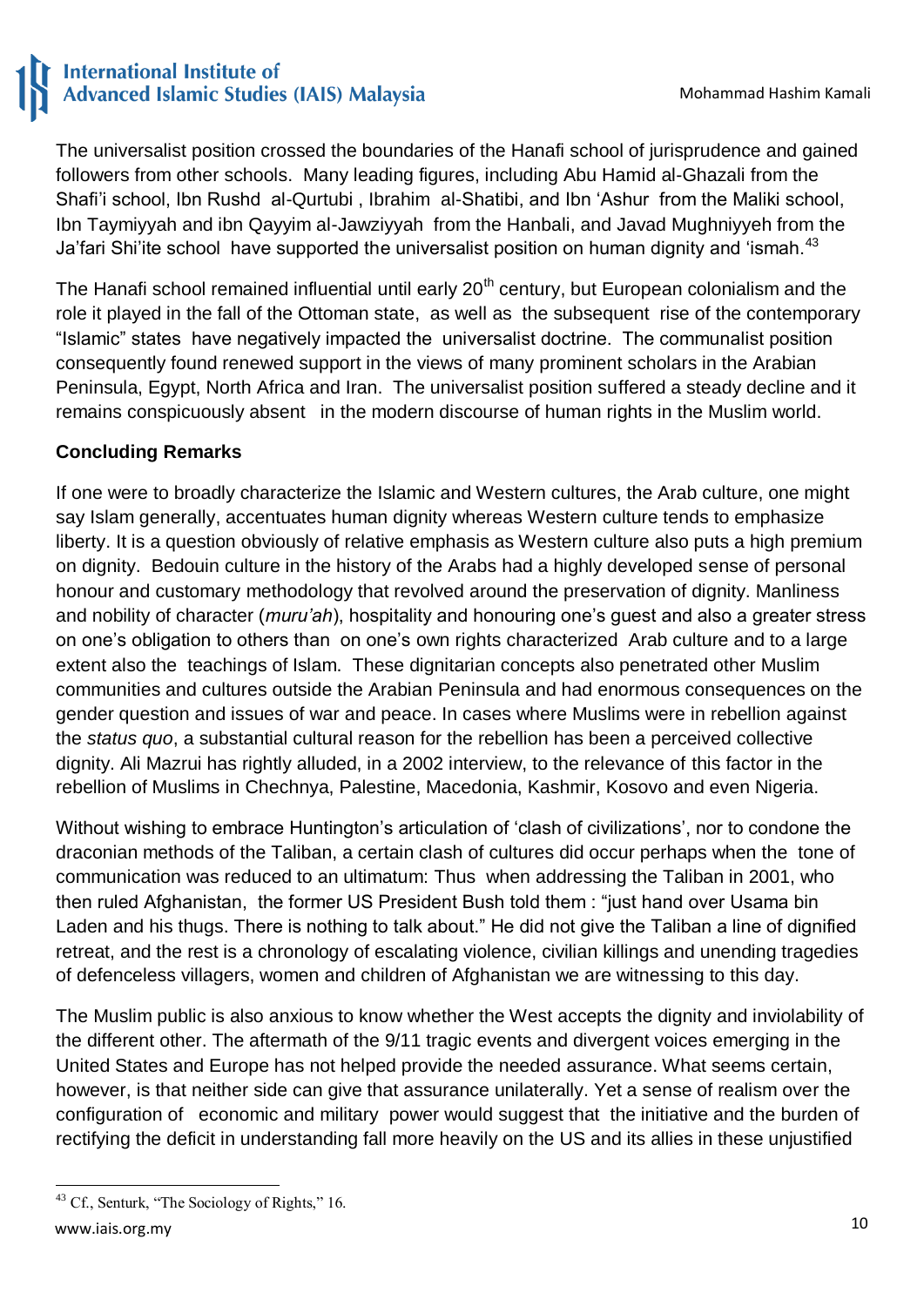The universalist position crossed the boundaries of the Hanafi school of jurisprudence and gained followers from other schools. Many leading figures, including Abu Hamid al-Ghazali from the Shafi'i school, Ibn Rushd al-Qurtubi , Ibrahim al-Shatibi, and Ibn 'Ashur from the Maliki school, Ibn Taymiyyah and ibn Qayyim al-Jawziyyah from the Hanbali, and Javad Mughniyyeh from the Ja'fari Shi'ite school have supported the universalist position on human dignity and 'ismah.[43]

The Hanafi school remained influential until early 20th century, but European colonialism and the role it played in the fall of the Ottoman state, as well as the subsequent rise of the contemporary "Islamic" states have negatively impacted the universalist doctrine. The communalist position consequently found renewed support in the views of many prominent scholars in the Arabian Peninsula, Egypt, North Africa and Iran. The universalist position suffered a steady decline and it remains conspicuously absent in the modern discourse of human rights in the Muslim world.

**Concluding Remarks**

If one were to broadly characterize the Islamic and Western cultures, the Arab culture, one might say Islam generally, accentuates human dignity whereas Western culture tends to emphasize liberty. It is a question obviously of relative emphasis as Western culture also puts a high premium on dignity. Bedouin culture in the history of the Arabs had a highly developed sense of personal honour and customary methodology that revolved around the preservation of dignity. Manliness and nobility of character (*muru'ah*), hospitality and honouring one's guest and also a greater stress on one's obligation to others than on one's own rights characterized Arab culture and to a large extent also the teachings of Islam. These dignitarian concepts also penetrated other Muslim communities and cultures outside the Arabian Peninsula and had enormous consequences on the gender question and issues of war and peace. In cases where Muslims were in rebellion against the *status quo*, a substantial cultural reason for the rebellion has been a perceived collective dignity. Ali Mazrui has rightly alluded, in a 2002 interview, to the relevance of this factor in the rebellion of Muslims in Chechnya, Palestine, Macedonia, Kashmir, Kosovo and even Nigeria.

Without wishing to embrace Huntington's articulation of 'clash of civilizations', nor to condone the draconian methods of the Taliban, a certain clash of cultures did occur perhaps when the tone of communication was reduced to an ultimatum: Thus when addressing the Taliban in 2001, who then ruled Afghanistan, the former US President Bush told them : "just hand over Usama bin Laden and his thugs. There is nothing to talk about." He did not give the Taliban a line of dignified retreat, and the rest is a chronology of escalating violence, civilian killings and unending tragedies of defenceless villagers, women and children of Afghanistan we are witnessing to this day.

The Muslim public is also anxious to know whether the West accepts the dignity and inviolability of the different other. The aftermath of the 9/11 tragic events and divergent voices emerging in the United States and Europe has not helped provide the needed assurance. What seems certain, however, is that neither side can give that assurance unilaterally. Yet a sense of realism over the configuration of economic and military power would suggest that the initiative and the burden of rectifying the deficit in understanding fall more heavily on the US and its allies in these unjustified

---

[43] Cf., Senturk, "The Sociology of Rights," 16.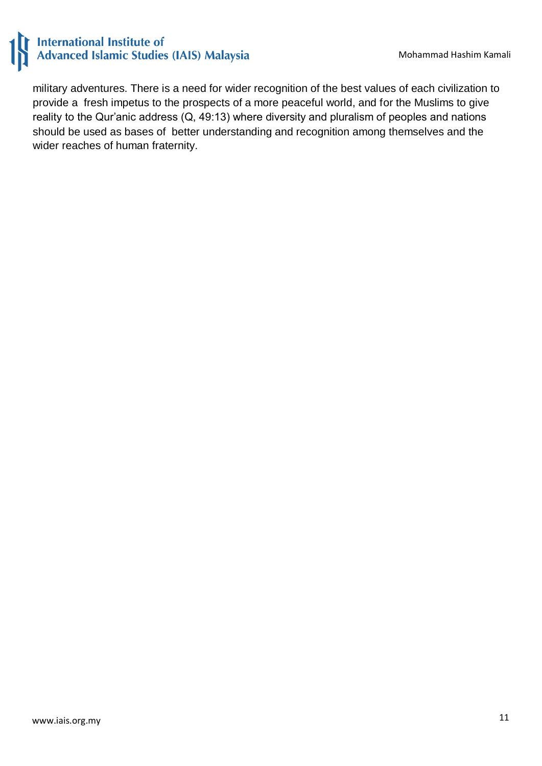military adventures. There is a need for wider recognition of the best values of each civilization to provide a fresh impetus to the prospects of a more peaceful world, and for the Muslims to give reality to the Qur'anic address (Q, 49:13) where diversity and pluralism of peoples and nations should be used as bases of better understanding and recognition among themselves and the wider reaches of human fraternity.